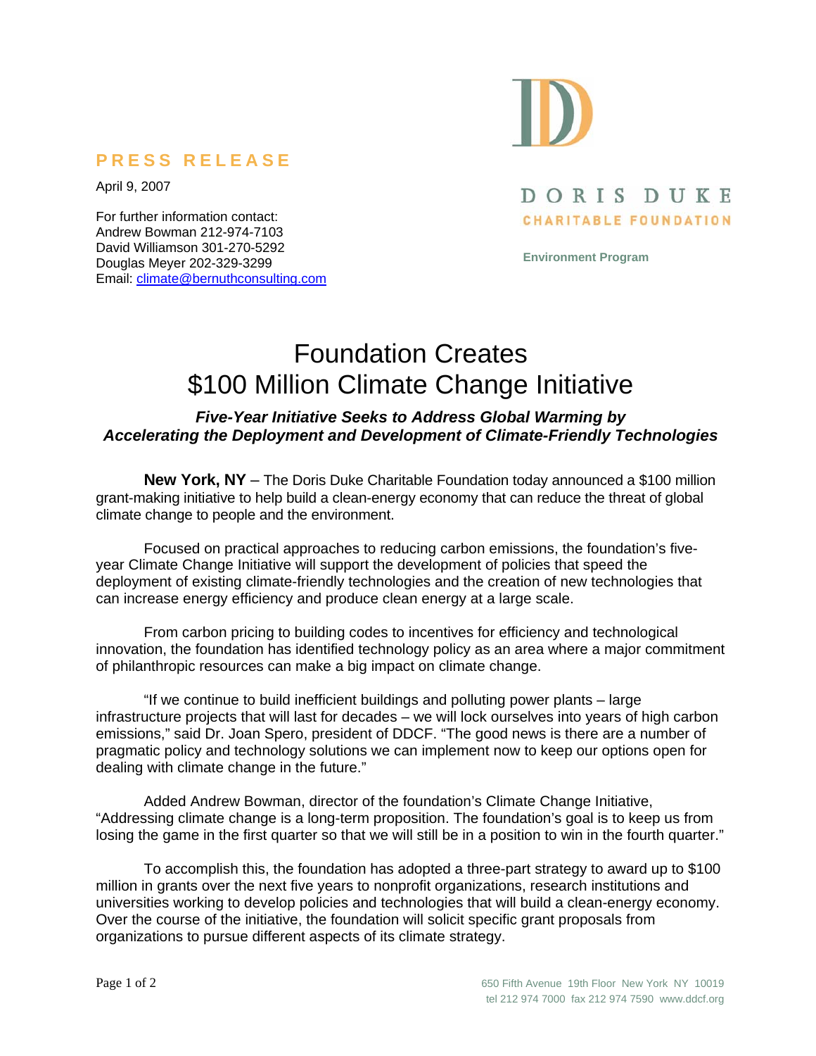**PRESS RELEASE**

April 9, 2007

For further information contact:
Andrew Bowman 212-974-7103
David Williamson 301-270-5292
Douglas Meyer 202-329-3299
Email: climate@bernuthconsulting.com

DORIS DUKE
CHARITABLE FOUNDATION

**Environment Program**

# Foundation Creates $100 Million Climate Change Initiative

***Five-Year Initiative Seeks to Address Global Warming by Accelerating the Deployment and Development of Climate-Friendly Technologies***

**New York, NY** – The Doris Duke Charitable Foundation today announced a $100 million grant-making initiative to help build a clean-energy economy that can reduce the threat of global climate change to people and the environment.

Focused on practical approaches to reducing carbon emissions, the foundation's five-year Climate Change Initiative will support the development of policies that speed the deployment of existing climate-friendly technologies and the creation of new technologies that can increase energy efficiency and produce clean energy at a large scale.

From carbon pricing to building codes to incentives for efficiency and technological innovation, the foundation has identified technology policy as an area where a major commitment of philanthropic resources can make a big impact on climate change.

"If we continue to build inefficient buildings and polluting power plants – large infrastructure projects that will last for decades – we will lock ourselves into years of high carbon emissions," said Dr. Joan Spero, president of DDCF. "The good news is there are a number of pragmatic policy and technology solutions we can implement now to keep our options open for dealing with climate change in the future."

Added Andrew Bowman, director of the foundation's Climate Change Initiative, "Addressing climate change is a long-term proposition. The foundation's goal is to keep us from losing the game in the first quarter so that we will still be in a position to win in the fourth quarter."

To accomplish this, the foundation has adopted a three-part strategy to award up to $100 million in grants over the next five years to nonprofit organizations, research institutions and universities working to develop policies and technologies that will build a clean-energy economy. Over the course of the initiative, the foundation will solicit specific grant proposals from organizations to pursue different aspects of its climate strategy.

650 Fifth Avenue 19th Floor New York NY 10019
tel 212 974 7000 fax 212 974 7590 www.ddcf.org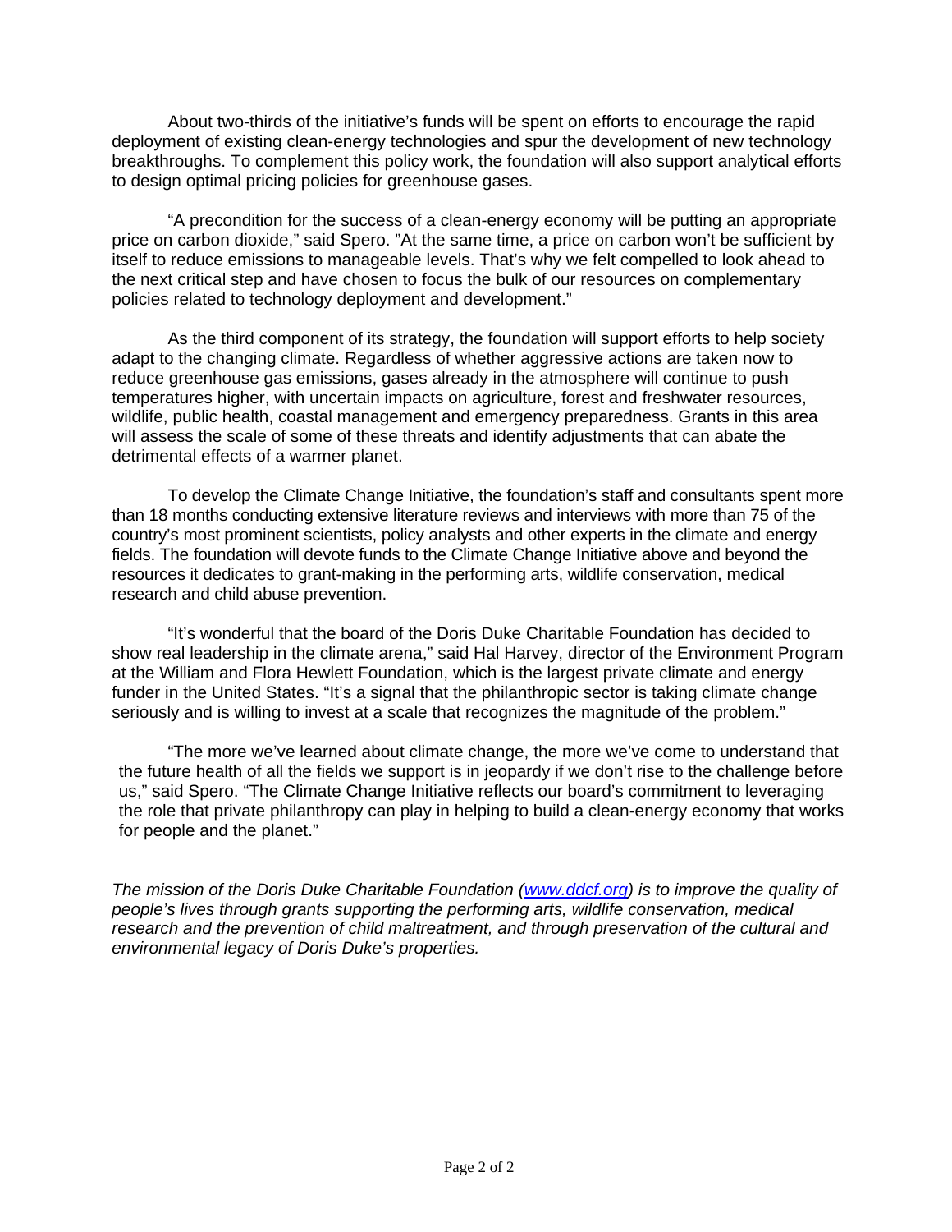About two-thirds of the initiative's funds will be spent on efforts to encourage the rapid deployment of existing clean-energy technologies and spur the development of new technology breakthroughs. To complement this policy work, the foundation will also support analytical efforts to design optimal pricing policies for greenhouse gases.

"A precondition for the success of a clean-energy economy will be putting an appropriate price on carbon dioxide," said Spero. "At the same time, a price on carbon won't be sufficient by itself to reduce emissions to manageable levels. That's why we felt compelled to look ahead to the next critical step and have chosen to focus the bulk of our resources on complementary policies related to technology deployment and development."

As the third component of its strategy, the foundation will support efforts to help society adapt to the changing climate. Regardless of whether aggressive actions are taken now to reduce greenhouse gas emissions, gases already in the atmosphere will continue to push temperatures higher, with uncertain impacts on agriculture, forest and freshwater resources, wildlife, public health, coastal management and emergency preparedness. Grants in this area will assess the scale of some of these threats and identify adjustments that can abate the detrimental effects of a warmer planet.

To develop the Climate Change Initiative, the foundation's staff and consultants spent more than 18 months conducting extensive literature reviews and interviews with more than 75 of the country's most prominent scientists, policy analysts and other experts in the climate and energy fields. The foundation will devote funds to the Climate Change Initiative above and beyond the resources it dedicates to grant-making in the performing arts, wildlife conservation, medical research and child abuse prevention.

"It's wonderful that the board of the Doris Duke Charitable Foundation has decided to show real leadership in the climate arena," said Hal Harvey, director of the Environment Program at the William and Flora Hewlett Foundation, which is the largest private climate and energy funder in the United States. "It's a signal that the philanthropic sector is taking climate change seriously and is willing to invest at a scale that recognizes the magnitude of the problem."

"The more we've learned about climate change, the more we've come to understand that the future health of all the fields we support is in jeopardy if we don't rise to the challenge before us," said Spero. "The Climate Change Initiative reflects our board's commitment to leveraging the role that private philanthropy can play in helping to build a clean-energy economy that works for people and the planet."

*The mission of the Doris Duke Charitable Foundation (www.ddcf.org) is to improve the quality of people's lives through grants supporting the performing arts, wildlife conservation, medical research and the prevention of child maltreatment, and through preservation of the cultural and environmental legacy of Doris Duke's properties.*